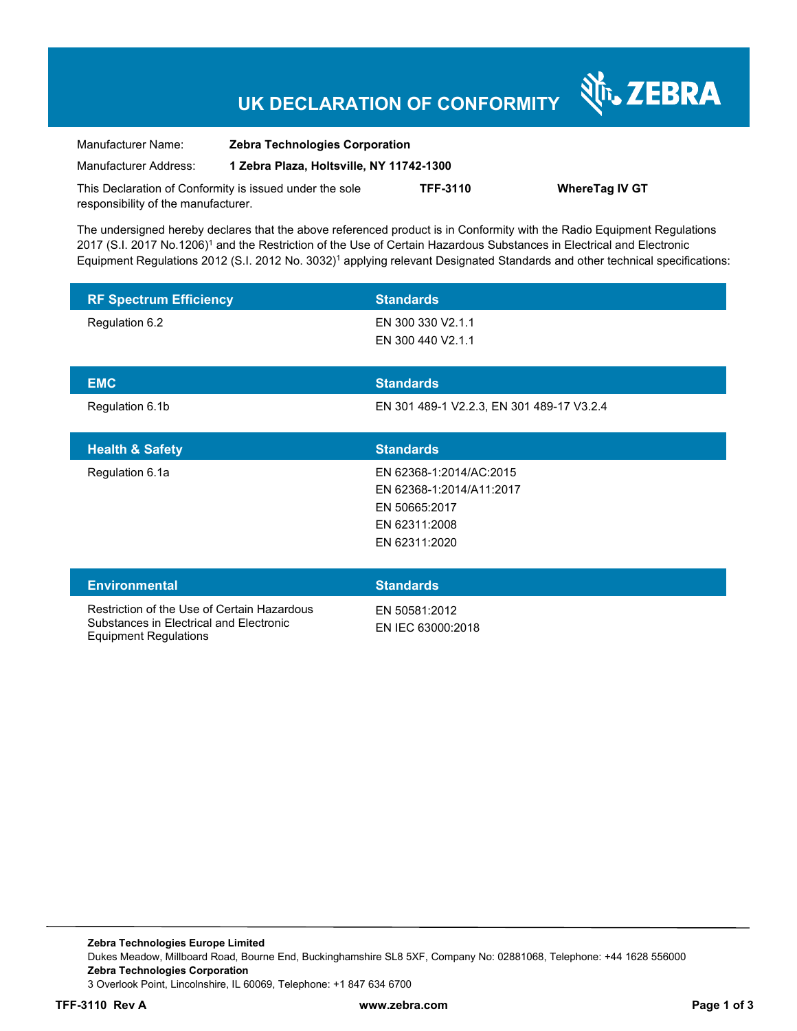# UK DECLARATION OF CONFORMITY

ZEBRA

Manufacturer Name: **Zebra Technologies Corporation**

Manufacturer Address: **1 Zebra Plaza, Holtsville, NY 11742-1300**

This Declaration of Conformity is issued under the sole responsibility of the manufacturer. **TFF-3110** **WhereTag IV GT**

The undersigned hereby declares that the above referenced product is in Conformity with the Radio Equipment Regulations 2017 (S.I. 2017 No.1206)[1] and the Restriction of the Use of Certain Hazardous Substances in Electrical and Electronic Equipment Regulations 2012 (S.I. 2012 No. 3032)[1] applying relevant Designated Standards and other technical specifications:

| RF Spectrum Efficiency | Standards |
|---|---|
| Regulation 6.2 | EN 300 330 V2.1.1<br>EN 300 440 V2.1.1 |

| EMC | Standards |
|---|---|
| Regulation 6.1b | EN 301 489-1 V2.2.3, EN 301 489-17 V3.2.4 |

| Health & Safety | Standards |
|---|---|
| Regulation 6.1a | EN 62368-1:2014/AC:2015<br>EN 62368-1:2014/A11:2017<br>EN 50665:2017<br>EN 62311:2008<br>EN 62311:2020 |

| Environmental | Standards |
|---|---|
| Restriction of the Use of Certain Hazardous Substances in Electrical and Electronic Equipment Regulations | EN 50581:2012<br>EN IEC 63000:2018 |

**Zebra Technologies Europe Limited**
Dukes Meadow, Millboard Road, Bourne End, Buckinghamshire SL8 5XF, Company No: 02881068, Telephone: +44 1628 556000
**Zebra Technologies Corporation**
3 Overlook Point, Lincolnshire, IL 60069, Telephone: +1 847 634 6700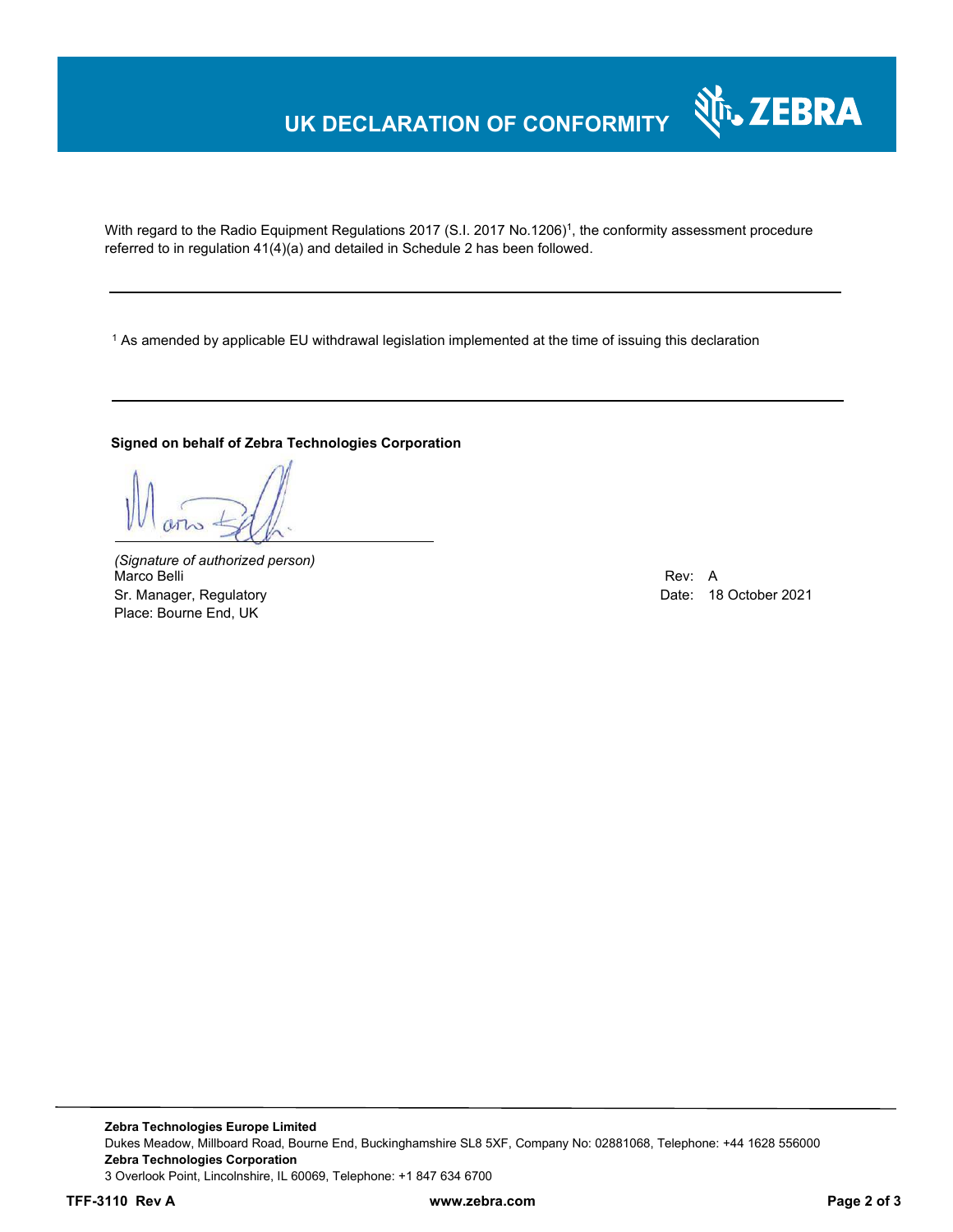// UK DECLARATION OF CONFORMITY

With regard to the Radio Equipment Regulations 2017 (S.I. 2017 No.1206)[1], the conformity assessment procedure referred to in regulation 41(4)(a) and detailed in Schedule 2 has been followed.

---

[1] As amended by applicable EU withdrawal legislation implemented at the time of issuing this declaration

---

**Signed on behalf of Zebra Technologies Corporation**

*(Signature of authorized person)*
Marco Belli
Sr. Manager, Regulatory
Place: Bourne End, UK

Rev: A
Date: 18 October 2021

**Zebra Technologies Europe Limited**
Dukes Meadow, Millboard Road, Bourne End, Buckinghamshire SL8 5XF, Company No: 02881068, Telephone: +44 1628 556000
**Zebra Technologies Corporation**
3 Overlook Point, Lincolnshire, IL 60069, Telephone: +1 847 634 6700

**TFF-3110 Rev A** **www.zebra.com**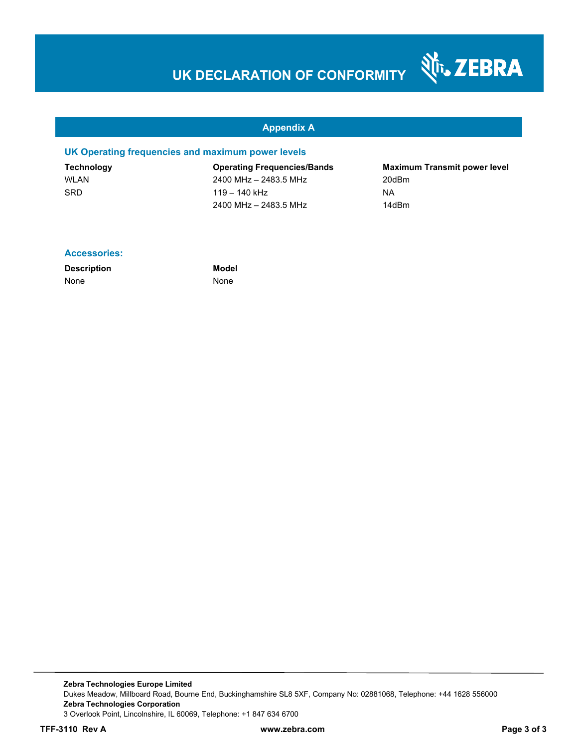# UK DECLARATION OF CONFORMITY

## Appendix A

### UK Operating frequencies and maximum power levels

| Technology | Operating Frequencies/Bands | Maximum Transmit power level |
|---|---|---|
| WLAN | 2400 MHz – 2483.5 MHz | 20dBm |
| SRD | 119 – 140 kHz | NA |
| | 2400 MHz – 2483.5 MHz | 14dBm |

### Accessories:

| Description | Model |
|---|---|
| None | None |

**Zebra Technologies Europe Limited**
Dukes Meadow, Millboard Road, Bourne End, Buckinghamshire SL8 5XF, Company No: 02881068, Telephone: +44 1628 556000
**Zebra Technologies Corporation**
3 Overlook Point, Lincolnshire, IL 60069, Telephone: +1 847 634 6700

**TFF-3110 Rev A** **www.zebra.com**